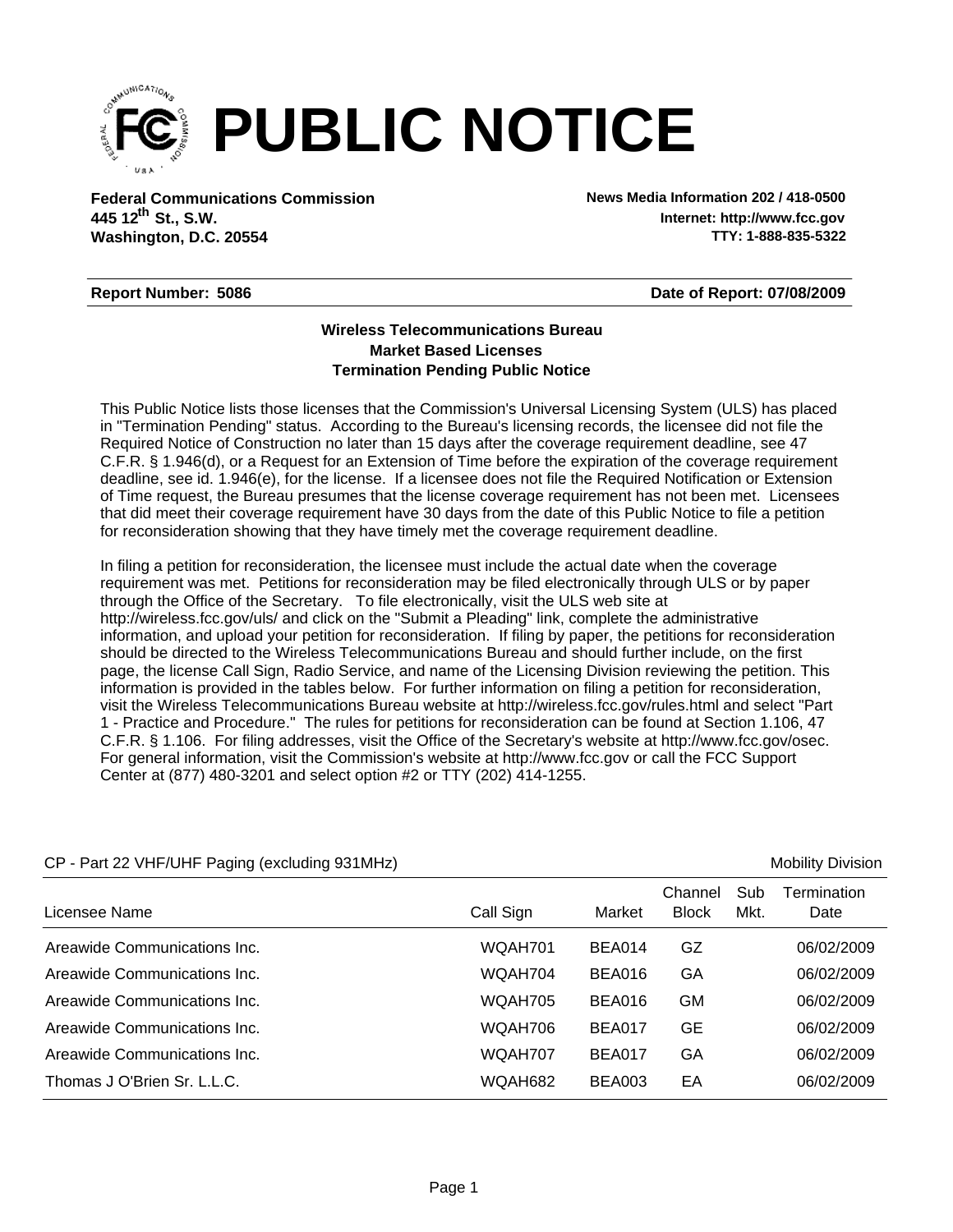# PUBLIC NOTICE

**Federal Communications Commission**
**445 12th St., S.W.**
**Washington, D.C. 20554**

**News Media Information 202 / 418-0500**
**Internet: http://www.fcc.gov**
**TTY: 1-888-835-5322**

**Report Number: 5086** **Date of Report: 07/08/2009**

**Wireless Telecommunications Bureau**
**Market Based Licenses**
**Termination Pending Public Notice**

This Public Notice lists those licenses that the Commission's Universal Licensing System (ULS) has placed in "Termination Pending" status. According to the Bureau's licensing records, the licensee did not file the Required Notice of Construction no later than 15 days after the coverage requirement deadline, see 47 C.F.R. § 1.946(d), or a Request for an Extension of Time before the expiration of the coverage requirement deadline, see id. 1.946(e), for the license. If a licensee does not file the Required Notification or Extension of Time request, the Bureau presumes that the license coverage requirement has not been met. Licensees that did meet their coverage requirement have 30 days from the date of this Public Notice to file a petition for reconsideration showing that they have timely met the coverage requirement deadline.

In filing a petition for reconsideration, the licensee must include the actual date when the coverage requirement was met. Petitions for reconsideration may be filed electronically through ULS or by paper through the Office of the Secretary. To file electronically, visit the ULS web site at http://wireless.fcc.gov/uls/ and click on the "Submit a Pleading" link, complete the administrative information, and upload your petition for reconsideration. If filing by paper, the petitions for reconsideration should be directed to the Wireless Telecommunications Bureau and should further include, on the first page, the license Call Sign, Radio Service, and name of the Licensing Division reviewing the petition. This information is provided in the tables below. For further information on filing a petition for reconsideration, visit the Wireless Telecommunications Bureau website at http://wireless.fcc.gov/rules.html and select "Part 1 - Practice and Procedure." The rules for petitions for reconsideration can be found at Section 1.106, 47 C.F.R. § 1.106. For filing addresses, visit the Office of the Secretary's website at http://www.fcc.gov/osec. For general information, visit the Commission's website at http://www.fcc.gov or call the FCC Support Center at (877) 480-3201 and select option #2 or TTY (202) 414-1255.

CP - Part 22 VHF/UHF Paging (excluding 931MHz) — Mobility Division

| Licensee Name | Call Sign | Market | Channel Block | Sub Mkt. | Termination Date |
|---|---|---|---|---|---|
| Areawide Communications Inc. | WQAH701 | BEA014 | GZ | | 06/02/2009 |
| Areawide Communications Inc. | WQAH704 | BEA016 | GA | | 06/02/2009 |
| Areawide Communications Inc. | WQAH705 | BEA016 | GM | | 06/02/2009 |
| Areawide Communications Inc. | WQAH706 | BEA017 | GE | | 06/02/2009 |
| Areawide Communications Inc. | WQAH707 | BEA017 | GA | | 06/02/2009 |
| Thomas J O'Brien Sr. L.L.C. | WQAH682 | BEA003 | EA | | 06/02/2009 |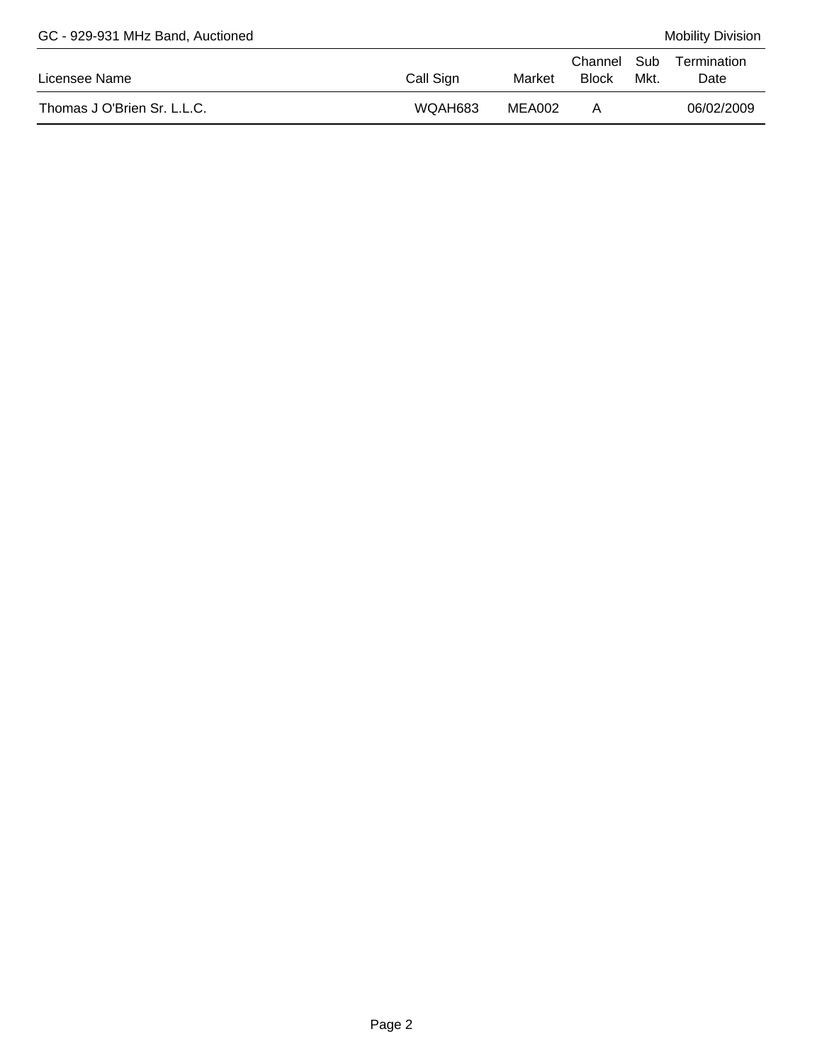| Licensee Name | Call Sign | Market | Channel Block | Sub Mkt. | Termination Date |
| --- | --- | --- | --- | --- | --- |
| Thomas J O'Brien Sr. L.L.C. | WQAH683 | MEA002 | A | | 06/02/2009 |